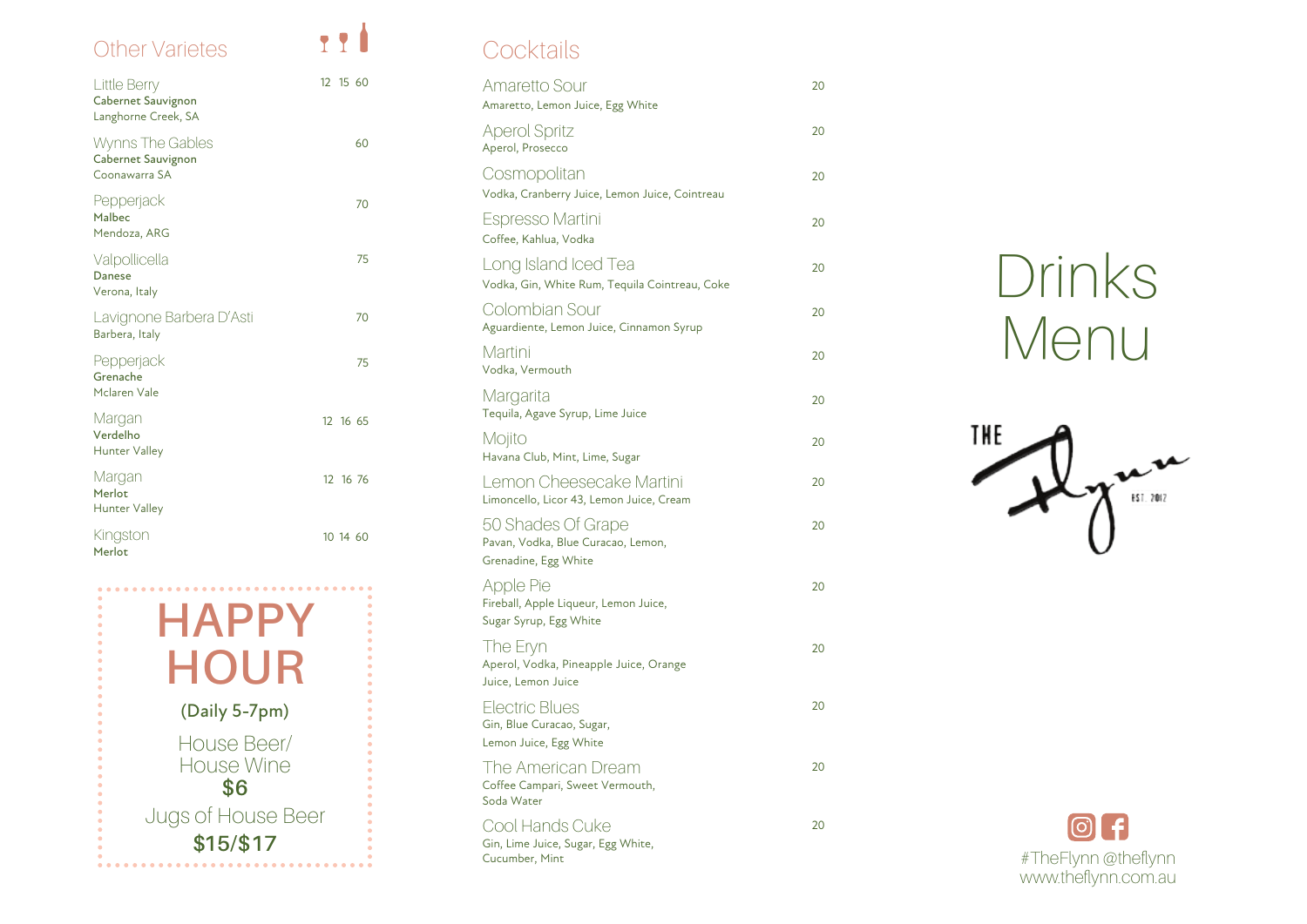## Other Varietes

| Wine | Glass | Glass | Bottle |
|---|---|---|---|
| Little Berry<br>**Cabernet Sauvignon**<br>Langhorne Creek, SA | 12 | 15 | 60 |
| Wynns The Gables<br>**Cabernet Sauvignon**<br>Coonawarra SA | | | 60 |
| Pepperjack<br>**Malbec**<br>Mendoza, ARG | | | 70 |
| Valpollicella<br>**Danese**<br>Verona, Italy | | | 75 |
| Lavignone Barbera D'Asti<br>Barbera, Italy | | | 70 |
| Pepperjack<br>**Grenache**<br>Mclaren Vale | | | 75 |
| Margan<br>**Verdelho**<br>Hunter Valley | 12 | 16 | 65 |
| Margan<br>**Merlot**<br>Hunter Valley | 12 | 16 | 76 |
| Kingston<br>**Merlot** | 10 | 14 | 60 |

## HAPPY HOUR

(Daily 5-7pm)

House Beer/
House Wine
**$6**

Jugs of House Beer
**$15/$17**

## Cocktails

| Cocktail | Price |
|---|---|
| Amaretto Sour<br>Amaretto, Lemon Juice, Egg White | 20 |
| Aperol Spritz<br>Aperol, Prosecco | 20 |
| Cosmopolitan<br>Vodka, Cranberry Juice, Lemon Juice, Cointreau | 20 |
| Espresso Martini<br>Coffee, Kahlua, Vodka | 20 |
| Long Island Iced Tea<br>Vodka, Gin, White Rum, Tequila Cointreau, Coke | 20 |
| Colombian Sour<br>Aguardiente, Lemon Juice, Cinnamon Syrup | 20 |
| Martini<br>Vodka, Vermouth | 20 |
| Margarita<br>Tequila, Agave Syrup, Lime Juice | 20 |
| Mojito<br>Havana Club, Mint, Lime, Sugar | 20 |
| Lemon Cheesecake Martini<br>Limoncello, Licor 43, Lemon Juice, Cream | 20 |
| 50 Shades Of Grape<br>Pavan, Vodka, Blue Curacao, Lemon, Grenadine, Egg White | 20 |
| Apple Pie<br>Fireball, Apple Liqueur, Lemon Juice, Sugar Syrup, Egg White | 20 |
| The Eryn<br>Aperol, Vodka, Pineapple Juice, Orange Juice, Lemon Juice | 20 |
| Electric Blues<br>Gin, Blue Curacao, Sugar, Lemon Juice, Egg White | 20 |
| The American Dream<br>Coffee Campari, Sweet Vermouth, Soda Water | 20 |
| Cool Hands Cuke<br>Gin, Lime Juice, Sugar, Egg White, Cucumber, Mint | 20 |

# Drinks Menu

THE Flynn EST. 2012

#TheFlynn @theflynn
www.theflynn.com.au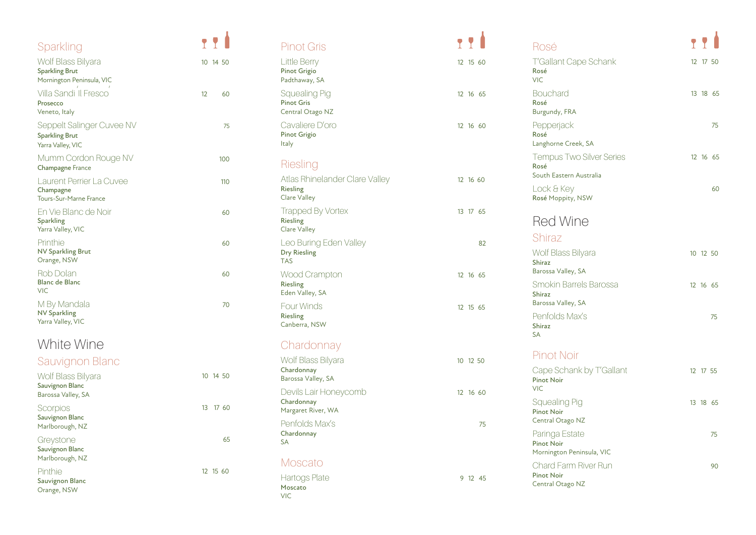## Sparkling

| | | | |
|---|---|---|---|
| Wolf Blass Bilyara<br>**Sparkling Brut**<br>Mornington Peninsula, VIC | 10 | 14 | 50 |
| Villa Sandi Il Fresco<br>**Prosecco**<br>Veneto, Italy | 12 | | 60 |
| Seppelt Salinger Cuvee NV<br>**Sparkling Brut**<br>Yarra Valley, VIC | | | 75 |
| Mumm Cordon Rouge NV<br>**Champagne** France | | | 100 |
| Laurent Perrier La Cuvee<br>**Champagne**<br>Tours-Sur-Marne France | | | 110 |
| En Vie Blanc de Noir<br>**Sparkling**<br>Yarra Valley, VIC | | | 60 |
| Printhie<br>**NV Sparkling Brut**<br>Orange, NSW | | | 60 |
| Rob Dolan<br>**Blanc de Blanc**<br>VIC | | | 60 |
| M By Mandala<br>**NV Sparkling**<br>Yarra Valley, VIC | | | 70 |

# White Wine

## Sauvignon Blanc

| | | | |
|---|---|---|---|
| Wolf Blass Bilyara<br>**Sauvignon Blanc**<br>Barossa Valley, SA | 10 | 14 | 50 |
| Scorpios<br>**Sauvignon Blanc**<br>Marlborough, NZ | 13 | 17 | 60 |
| Greystone<br>**Sauvignon Blanc**<br>Marlborough, NZ | | | 65 |
| Pinthie<br>**Sauvignon Blanc**<br>Orange, NSW | 12 | 15 | 60 |

## Pinot Gris

| | | | |
|---|---|---|---|
| Little Berry<br>**Pinot Grigio**<br>Padthaway, SA | 12 | 15 | 60 |
| Squealing Pig<br>**Pinot Gris**<br>Central Otago NZ | 12 | 16 | 65 |
| Cavaliere D'oro<br>**Pinot Grigio**<br>Italy | 12 | 16 | 60 |

## Riesling

| | | | |
|---|---|---|---|
| Atlas Rhinelander Clare Valley<br>**Riesling**<br>Clare Valley | 12 | 16 | 60 |
| Trapped By Vortex<br>**Riesling**<br>Clare Valley | 13 | 17 | 65 |
| Leo Buring Eden Valley<br>**Dry Riesling**<br>TAS | | | 82 |
| Wood Crampton<br>**Riesling**<br>Eden Valley, SA | 12 | 16 | 65 |
| Four Winds<br>**Riesling**<br>Canberra, NSW | 12 | 15 | 65 |

## Chardonnay

| | | | |
|---|---|---|---|
| Wolf Blass Bilyara<br>**Chardonnay**<br>Barossa Valley, SA | 10 | 12 | 50 |
| Devils Lair Honeycomb<br>**Chardonnay**<br>Margaret River, WA | 12 | 16 | 60 |
| Penfolds Max's<br>**Chardonnay**<br>SA | | | 75 |

## Moscato

| | | | |
|---|---|---|---|
| Hartogs Plate<br>**Moscato**<br>VIC | 9 | 12 | 45 |

## Rosé

| | | | |
|---|---|---|---|
| T'Gallant Cape Schank<br>**Rosé**<br>VIC | 12 | 17 | 50 |
| Bouchard<br>**Rosé**<br>Burgundy, FRA | 13 | 18 | 65 |
| Pepperjack<br>**Rosé**<br>Langhorne Creek, SA | | | 75 |
| Tempus Two Silver Series<br>**Rosé**<br>South Eastern Australia | 12 | 16 | 65 |
| Lock & Key<br>**Rosé** Moppity, NSW | | | 60 |

# Red Wine

## Shiraz

| | | | |
|---|---|---|---|
| Wolf Blass Bilyara<br>**Shiraz**<br>Barossa Valley, SA | 10 | 12 | 50 |
| Smokin Barrels Barossa<br>**Shiraz**<br>Barossa Valley, SA | 12 | 16 | 65 |
| Penfolds Max's<br>**Shiraz**<br>SA | | | 75 |

## Pinot Noir

| | | | |
|---|---|---|---|
| Cape Schank by T'Gallant<br>**Pinot Noir**<br>VIC | 12 | 17 | 55 |
| Squealing Pig<br>**Pinot Noir**<br>Central Otago NZ | 13 | 18 | 65 |
| Paringa Estate<br>**Pinot Noir**<br>Mornington Peninsula, VIC | | | 75 |
| Chard Farm River Run<br>**Pinot Noir**<br>Central Otago NZ | | | 90 |